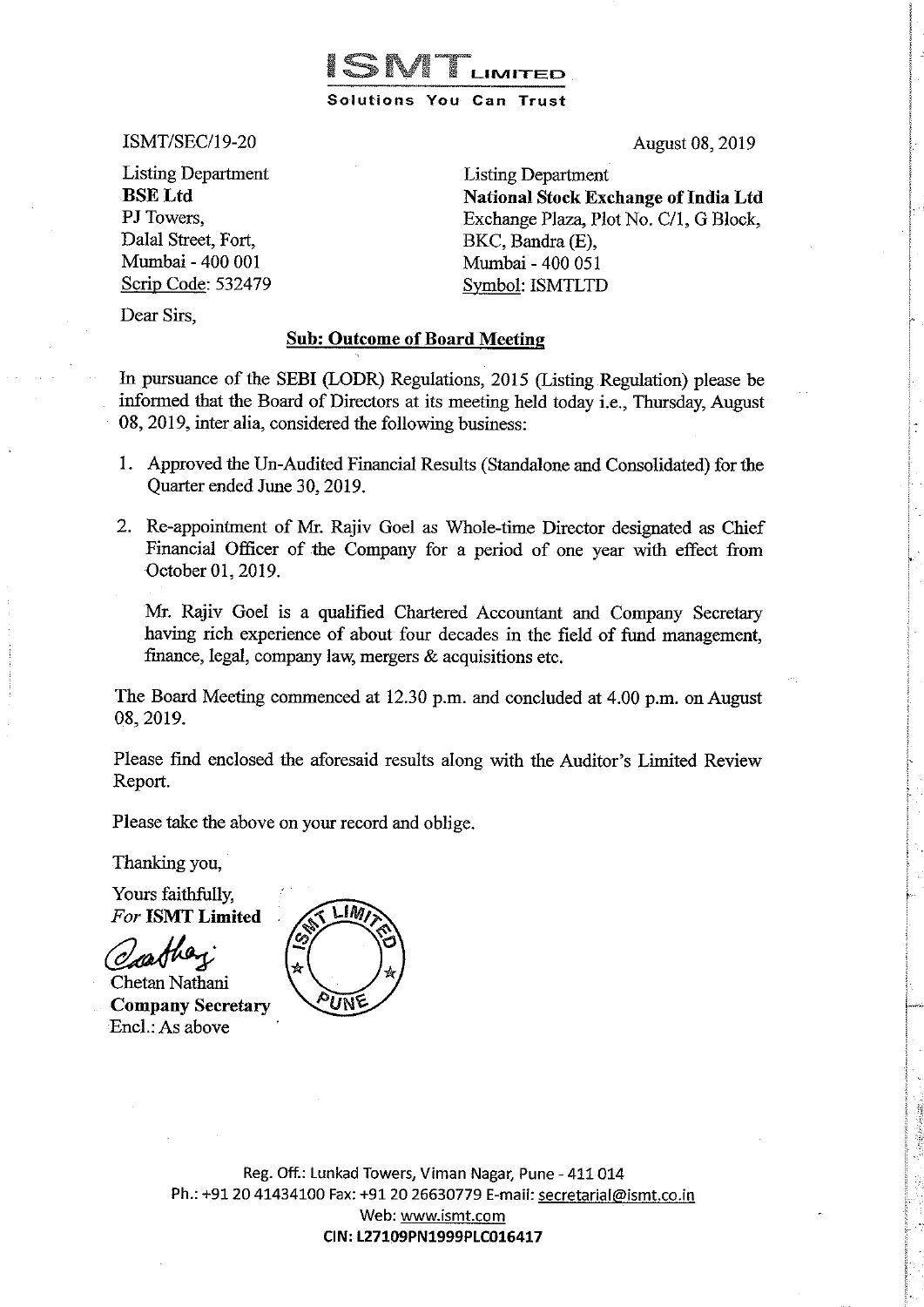# ISMT LIMITED

**Solutions You Can Trust**

ISMT/SEC/19-20

August 08, 2019

Listing Department
**BSE Ltd**
PJ Towers,
Dalal Street, Fort,
Mumbai - 400 001
Scrip Code: 532479

Listing Department
**National Stock Exchange of India Ltd**
Exchange Plaza, Plot No. C/1, G Block,
BKC, Bandra (E),
Mumbai - 400 051
Symbol: ISMTLTD

Dear Sirs,

**Sub: Outcome of Board Meeting**

In pursuance of the SEBI (LODR) Regulations, 2015 (Listing Regulation) please be informed that the Board of Directors at its meeting held today i.e., Thursday, August 08, 2019, inter alia, considered the following business:

1. Approved the Un-Audited Financial Results (Standalone and Consolidated) for the Quarter ended June 30, 2019.
2. Re-appointment of Mr. Rajiv Goel as Whole-time Director designated as Chief Financial Officer of the Company for a period of one year with effect from October 01, 2019.

   Mr. Rajiv Goel is a qualified Chartered Accountant and Company Secretary having rich experience of about four decades in the field of fund management, finance, legal, company law, mergers & acquisitions etc.

The Board Meeting commenced at 12.30 p.m. and concluded at 4.00 p.m. on August 08, 2019.

Please find enclosed the aforesaid results along with the Auditor's Limited Review Report.

Please take the above on your record and oblige.

Thanking you,

Yours faithfully,
*For* **ISMT Limited**

Chetan Nathani
**Company Secretary**
Encl.: As above

Reg. Off.: Lunkad Towers, Viman Nagar, Pune - 411 014
Ph.: +91 20 41434100 Fax: +91 20 26630779 E-mail: secretarial@ismt.co.in
Web: www.ismt.com
**CIN: L27109PN1999PLC016417**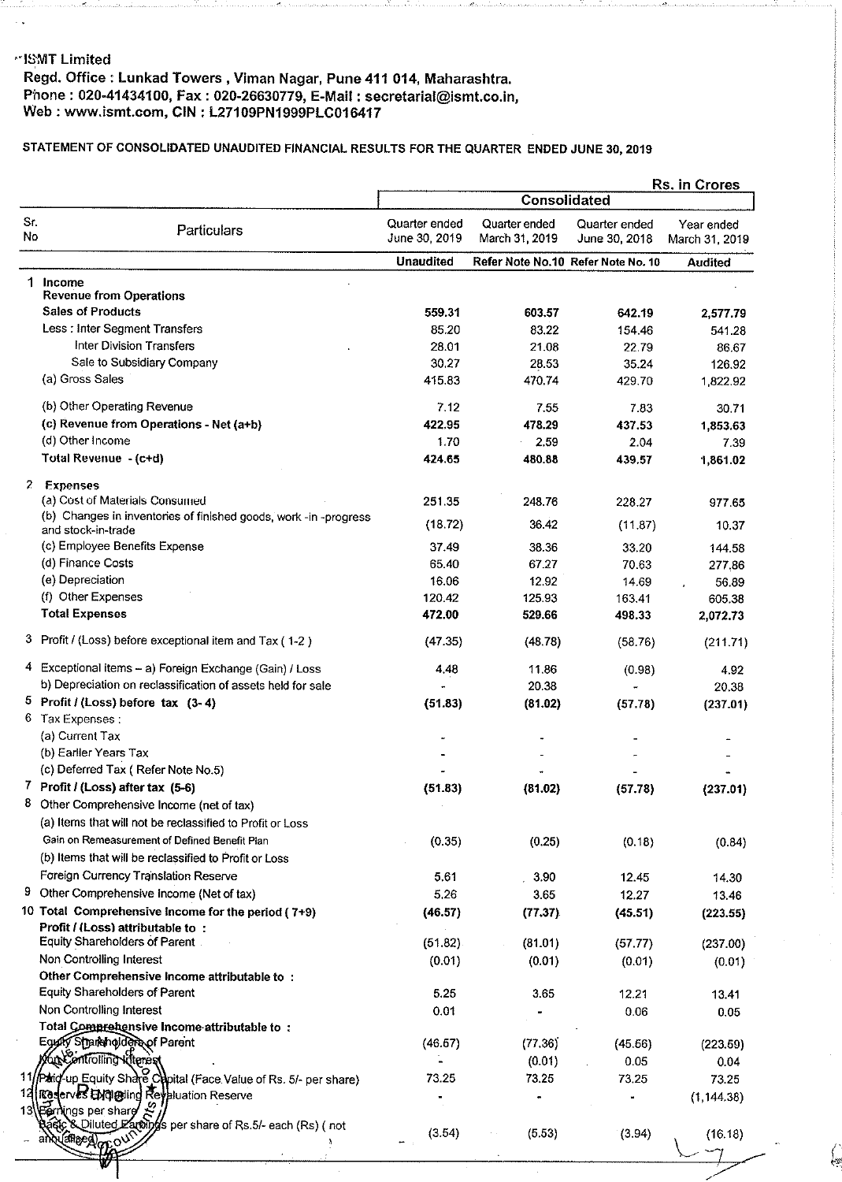**ISMT Limited**

**Regd. Office : Lunkad Towers , Viman Nagar, Pune 411 014, Maharashtra.**
**Phone : 020-41434100, Fax : 020-26630779, E-Mail : secretarial@ismt.co.in,**
**Web : www.ismt.com, CIN : L27109PN1999PLC016417**

**STATEMENT OF CONSOLIDATED UNAUDITED FINANCIAL RESULTS FOR THE QUARTER ENDED JUNE 30, 2019**

Rs. in Crores

| Sr. No | Particulars | Consolidated | | | |
|---|---|---|---|---|---|
| | | Quarter ended June 30, 2019 | Quarter ended March 31, 2019 | Quarter ended June 30, 2018 | Year ended March 31, 2019 |
| | | Unaudited | Refer Note No.10 | Refer Note No. 10 | Audited |
| 1 | **Income** | | | | |
| | **Revenue from Operations** | | | | |
| | Sales of Products | 559.31 | 603.57 | 642.19 | 2,577.79 |
| | Less : Inter Segment Transfers | 85.20 | 83.22 | 154.46 | 541.28 |
| | Inter Division Transfers | 28.01 | 21.08 | 22.79 | 86.67 |
| | Sale to Subsidiary Company | 30.27 | 28.53 | 35.24 | 126.92 |
| | (a) Gross Sales | 415.83 | 470.74 | 429.70 | 1,822.92 |
| | (b) Other Operating Revenue | 7.12 | 7.55 | 7.83 | 30.71 |
| | **(c) Revenue from Operations - Net (a+b)** | **422.95** | **478.29** | **437.53** | **1,853.63** |
| | (d) Other Income | 1.70 | 2.59 | 2.04 | 7.39 |
| | **Total Revenue - (c+d)** | **424.65** | **480.88** | **439.57** | **1,861.02** |
| 2 | **Expenses** | | | | |
| | (a) Cost of Materials Consumed | 251.35 | 248.76 | 228.27 | 977.65 |
| | (b) Changes in inventories of finished goods, work -in -progress and stock-in-trade | (18.72) | 36.42 | (11.87) | 10.37 |
| | (c) Employee Benefits Expense | 37.49 | 38.36 | 33.20 | 144.58 |
| | (d) Finance Costs | 65.40 | 67.27 | 70.63 | 277.86 |
| | (e) Depreciation | 16.06 | 12.92 | 14.69 | 56.89 |
| | (f) Other Expenses | 120.42 | 125.93 | 163.41 | 605.38 |
| | **Total Expenses** | **472.00** | **529.66** | **498.33** | **2,072.73** |
| 3 | Profit / (Loss) before exceptional item and Tax ( 1-2 ) | (47.35) | (48.78) | (58.76) | (211.71) |
| 4 | Exceptional items – a) Foreign Exchange (Gain) / Loss | 4.48 | 11.86 | (0.98) | 4.92 |
| | b) Depreciation on reclassification of assets held for sale | - | 20.38 | - | 20.38 |
| 5 | **Profit / (Loss) before tax (3- 4)** | **(51.83)** | **(81.02)** | **(57.78)** | **(237.01)** |
| 6 | Tax Expenses : | | | | |
| | (a) Current Tax | - | - | - | - |
| | (b) Earlier Years Tax | - | - | - | - |
| | (c) Deferred Tax ( Refer Note No.5) | - | - | - | - |
| 7 | **Profit / (Loss) after tax (5-6)** | **(51.83)** | **(81.02)** | **(57.78)** | **(237.01)** |
| 8 | Other Comprehensive Income (net of tax) | | | | |
| | (a) Items that will not be reclassified to Profit or Loss | | | | |
| | Gain on Remeasurement of Defined Benefit Plan | (0.35) | (0.25) | (0.18) | (0.84) |
| | (b) Items that will be reclassified to Profit or Loss | | | | |
| | Foreign Currency Translation Reserve | 5.61 | 3.90 | 12.45 | 14.30 |
| 9 | Other Comprehensive Income (Net of tax) | 5.26 | 3.65 | 12.27 | 13.46 |
| 10 | **Total Comprehensive Income for the period ( 7+9)** | **(46.57)** | **(77.37)** | **(45.51)** | **(223.55)** |
| | **Profit / (Loss) attributable to :** | | | | |
| | Equity Shareholders of Parent | (51.82) | (81.01) | (57.77) | (237.00) |
| | Non Controlling Interest | (0.01) | (0.01) | (0.01) | (0.01) |
| | **Other Comprehensive Income attributable to :** | | | | |
| | Equity Shareholders of Parent | 5.25 | 3.65 | 12.21 | 13.41 |
| | Non Controlling Interest | 0.01 | - | 0.06 | 0.05 |
| | **Total Comprehensive Income attributable to :** | | | | |
| | Equity Shareholders of Parent | (46.57) | (77.36) | (45.56) | (223.59) |
| | Non Controlling Interest | - | (0.01) | 0.05 | 0.04 |
| 11 | Paid-up Equity Share Capital (Face Value of Rs. 5/- per share) | 73.25 | 73.25 | 73.25 | 73.25 |
| 12 | Reserves Excluding Revaluation Reserve | - | - | - | (1,144.38) |
| 13 | Earnings per share | | | | |
| | Basic & Diluted Earnings per share of Rs.5/- each (Rs) ( not annualised) | (3.54) | (5.53) | (3.94) | (16.18) |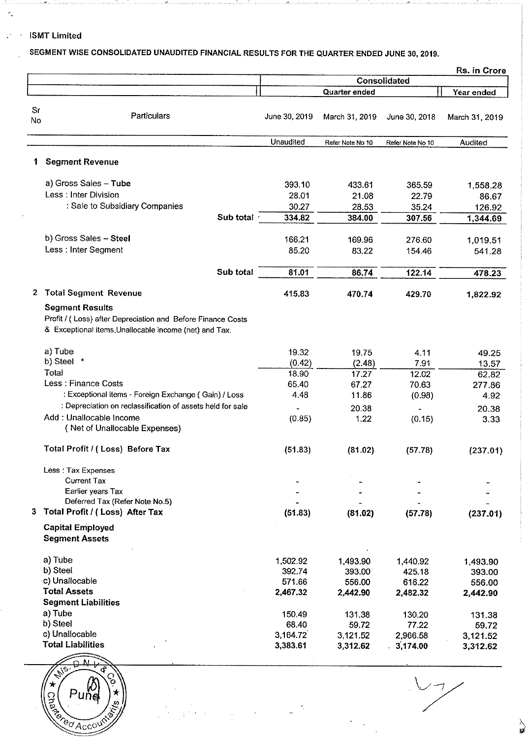ISMT Limited

## SEGMENT WISE CONSOLIDATED UNAUDITED FINANCIAL RESULTS FOR THE QUARTER ENDED JUNE 30, 2019.

Rs. in Crore

| Sr No | Particulars | Consolidated | | | |
|---|---|---|---|---|---|
| | | Quarter ended | | | Year ended |
| | | June 30, 2019 | March 31, 2019 | June 30, 2018 | March 31, 2019 |
| | | Unaudited | Refer Note No 10 | Refer Note No 10 | Audited |
| 1 | **Segment Revenue** | | | | |
| | a) Gross Sales – **Tube** | 393.10 | 433.61 | 365.59 | 1,558.28 |
| | Less : Inter Division | 28.01 | 21.08 | 22.79 | 86.67 |
| | : Sale to Subsidiary Companies | 30.27 | 28.53 | 35.24 | 126.92 |
| | Sub total | 334.82 | 384.00 | 307.56 | 1,344.69 |
| | b) Gross Sales – **Steel** | 166.21 | 169.96 | 276.60 | 1,019.51 |
| | Less : Inter Segment | 85.20 | 83.22 | 154.46 | 541.28 |
| | Sub total | 81.01 | 86.74 | 122.14 | 478.23 |
| 2 | **Total Segment Revenue** | 415.83 | 470.74 | 429.70 | 1,822.92 |
| | **Segment Results** Profit / ( Loss) after Depreciation and Before Finance Costs & Exceptional items,Unallocable income (net) and Tax. | | | | |
| | a) Tube | 19.32 | 19.75 | 4.11 | 49.25 |
| | b) Steel * | (0.42) | (2.48) | 7.91 | 13.57 |
| | Total | 18.90 | 17.27 | 12.02 | 62.82 |
| | Less : Finance Costs | 65.40 | 67.27 | 70.63 | 277.86 |
| | : Exceptional Items - Foreign Exchange ( Gain) / Loss | 4.48 | 11.86 | (0.98) | 4.92 |
| | : Depreciation on reclassification of assets held for sale | - | 20.38 | - | 20.38 |
| | Add : Unallocable Income ( Net of Unallocable Expenses) | (0.85) | 1.22 | (0.15) | 3.33 |
| | **Total Profit / ( Loss) Before Tax** | (51.83) | (81.02) | (57.78) | (237.01) |
| | Less : Tax Expenses | | | | |
| | Current Tax | - | - | - | - |
| | Earlier years Tax | - | - | - | - |
| | Deferred Tax (Refer Note No.5) | - | - | - | - |
| 3 | **Total Profit / ( Loss) After Tax** | (51.83) | (81.02) | (57.78) | (237.01) |
| | **Capital Employed** | | | | |
| | **Segment Assets** | | | | |
| | a) Tube | 1,502.92 | 1,493.90 | 1,440.92 | 1,493.90 |
| | b) Steel | 392.74 | 393.00 | 425.18 | 393.00 |
| | c) Unallocable | 571.66 | 556.00 | 616.22 | 556.00 |
| | **Total Assets** | 2,467.32 | 2,442.90 | 2,482.32 | 2,442.90 |
| | **Segment Liabilities** | | | | |
| | a) Tube | 150.49 | 131.38 | 130.20 | 131.38 |
| | b) Steel | 68.40 | 59.72 | 77.22 | 59.72 |
| | c) Unallocable | 3,164.72 | 3,121.52 | 2,966.58 | 3,121.52 |
| | **Total Liabilities** | 3,383.61 | 3,312.62 | 3,174.00 | 3,312.62 |

M/s. D N V & Co. Chartered Accountants, Pune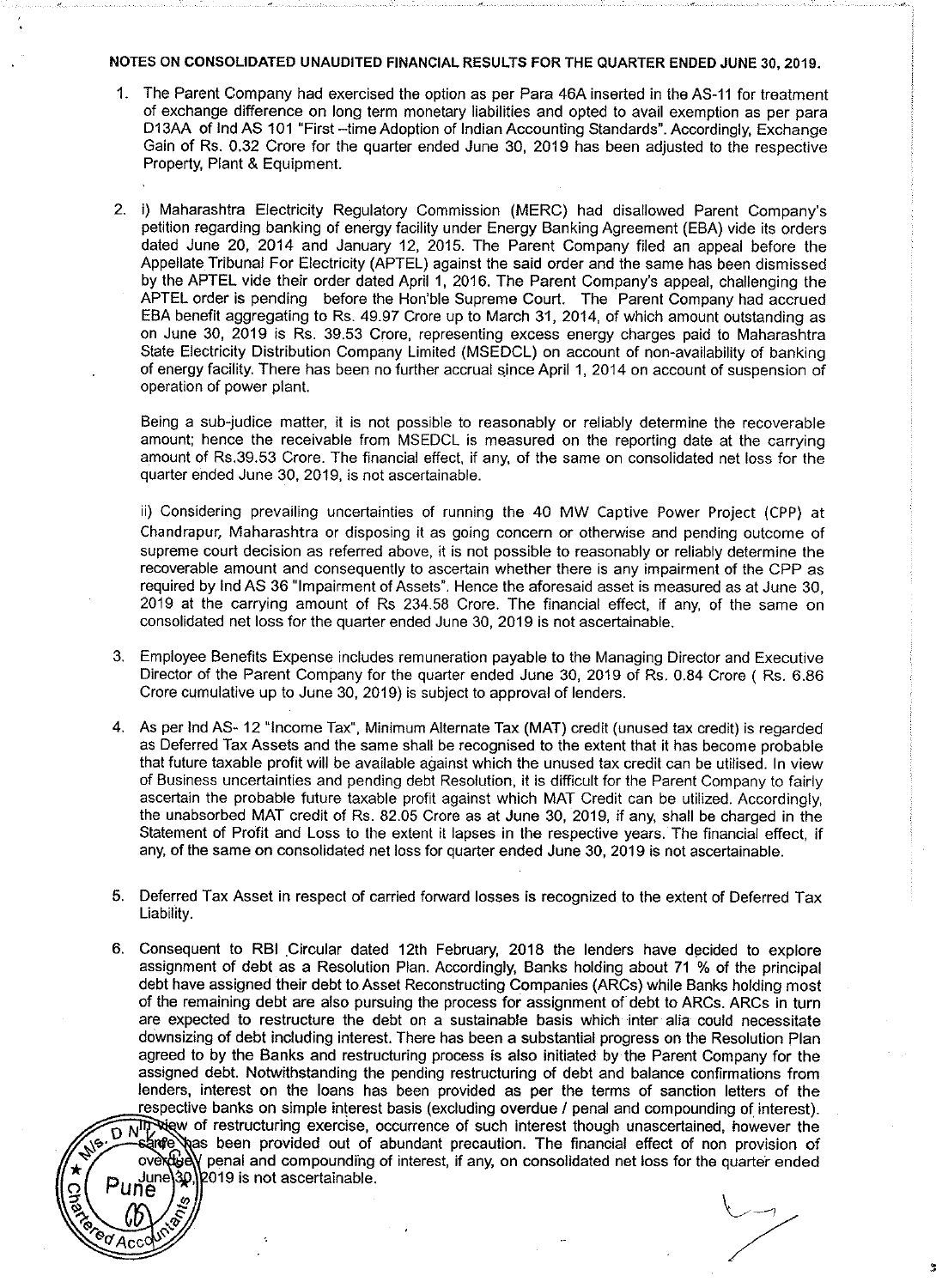**NOTES ON CONSOLIDATED UNAUDITED FINANCIAL RESULTS FOR THE QUARTER ENDED JUNE 30, 2019.**

1. The Parent Company had exercised the option as per Para 46A inserted in the AS-11 for treatment of exchange difference on long term monetary liabilities and opted to avail exemption as per para D13AA of Ind AS 101 "First –time Adoption of Indian Accounting Standards". Accordingly, Exchange Gain of Rs. 0.32 Crore for the quarter ended June 30, 2019 has been adjusted to the respective Property, Plant & Equipment.

2. i) Maharashtra Electricity Regulatory Commission (MERC) had disallowed Parent Company's petition regarding banking of energy facility under Energy Banking Agreement (EBA) vide its orders dated June 20, 2014 and January 12, 2015. The Parent Company filed an appeal before the Appellate Tribunal For Electricity (APTEL) against the said order and the same has been dismissed by the APTEL vide their order dated April 1, 2016. The Parent Company's appeal, challenging the APTEL order is pending before the Hon'ble Supreme Court. The Parent Company had accrued EBA benefit aggregating to Rs. 49.97 Crore up to March 31, 2014, of which amount outstanding as on June 30, 2019 is Rs. 39.53 Crore, representing excess energy charges paid to Maharashtra State Electricity Distribution Company Limited (MSEDCL) on account of non-availability of banking of energy facility. There has been no further accrual since April 1, 2014 on account of suspension of operation of power plant.

   Being a sub-judice matter, it is not possible to reasonably or reliably determine the recoverable amount; hence the receivable from MSEDCL is measured on the reporting date at the carrying amount of Rs.39.53 Crore. The financial effect, if any, of the same on consolidated net loss for the quarter ended June 30, 2019, is not ascertainable.

   ii) Considering prevailing uncertainties of running the 40 MW Captive Power Project (CPP) at Chandrapur, Maharashtra or disposing it as going concern or otherwise and pending outcome of supreme court decision as referred above, it is not possible to reasonably or reliably determine the recoverable amount and consequently to ascertain whether there is any impairment of the CPP as required by Ind AS 36 "Impairment of Assets". Hence the aforesaid asset is measured as at June 30, 2019 at the carrying amount of Rs 234.58 Crore. The financial effect, if any, of the same on consolidated net loss for the quarter ended June 30, 2019 is not ascertainable.

3. Employee Benefits Expense includes remuneration payable to the Managing Director and Executive Director of the Parent Company for the quarter ended June 30, 2019 of Rs. 0.84 Crore ( Rs. 6.86 Crore cumulative up to June 30, 2019) is subject to approval of lenders.

4. As per Ind AS- 12 "Income Tax", Minimum Alternate Tax (MAT) credit (unused tax credit) is regarded as Deferred Tax Assets and the same shall be recognised to the extent that it has become probable that future taxable profit will be available against which the unused tax credit can be utilised. In view of Business uncertainties and pending debt Resolution, it is difficult for the Parent Company to fairly ascertain the probable future taxable profit against which MAT Credit can be utilized. Accordingly, the unabsorbed MAT credit of Rs. 82.05 Crore as at June 30, 2019, if any, shall be charged in the Statement of Profit and Loss to the extent it lapses in the respective years. The financial effect, if any, of the same on consolidated net loss for quarter ended June 30, 2019 is not ascertainable.

5. Deferred Tax Asset in respect of carried forward losses is recognized to the extent of Deferred Tax Liability.

6. Consequent to RBI Circular dated 12th February, 2018 the lenders have decided to explore assignment of debt as a Resolution Plan. Accordingly, Banks holding about 71 % of the principal debt have assigned their debt to Asset Reconstructing Companies (ARCs) while Banks holding most of the remaining debt are also pursuing the process for assignment of debt to ARCs. ARCs in turn are expected to restructure the debt on a sustainable basis which inter alia could necessitate downsizing of debt including interest. There has been a substantial progress on the Resolution Plan agreed to by the Banks and restructuring process is also initiated by the Parent Company for the assigned debt. Notwithstanding the pending restructuring of debt and balance confirmations from lenders, interest on the loans has been provided as per the terms of sanction letters of the respective banks on simple interest basis (excluding overdue / penal and compounding of interest). In view of restructuring exercise, occurrence of such interest though unascertained, however the same has been provided out of abundant precaution. The financial effect of non provision of overdue / penal and compounding of interest, if any, on consolidated net loss for the quarter ended June 30, 2019 is not ascertainable.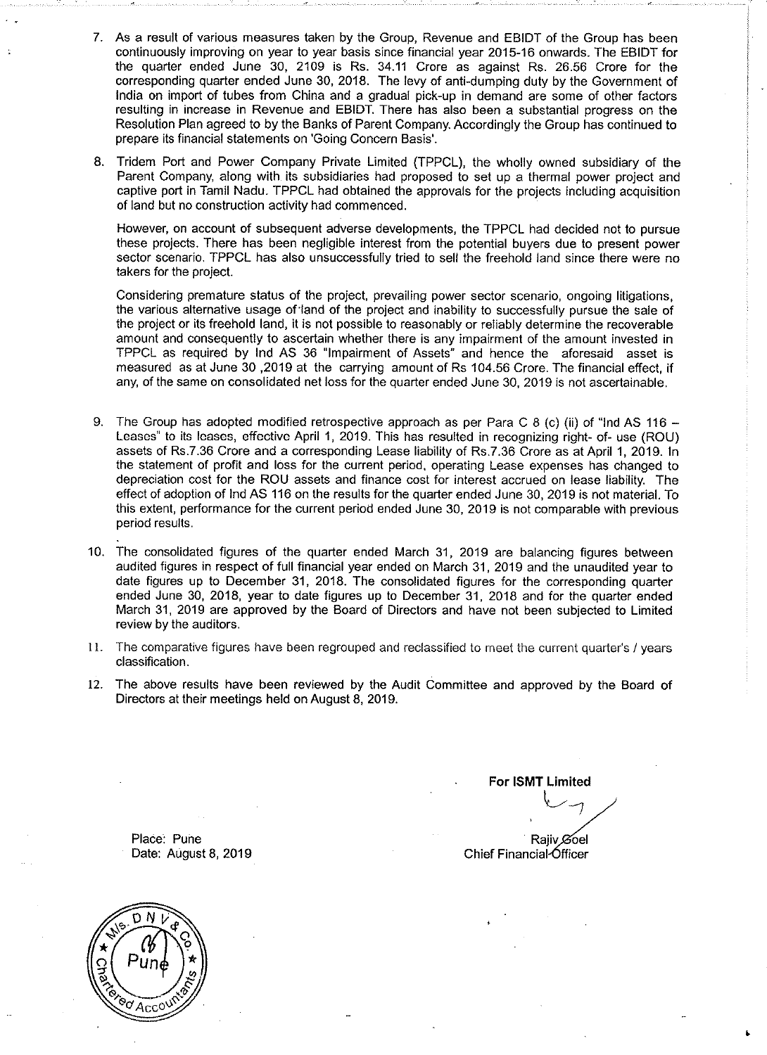7. As a result of various measures taken by the Group, Revenue and EBIDT of the Group has been continuously improving on year to year basis since financial year 2015-16 onwards. The EBIDT for the quarter ended June 30, 2109 is Rs. 34.11 Crore as against Rs. 26.56 Crore for the corresponding quarter ended June 30, 2018. The levy of anti-dumping duty by the Government of India on import of tubes from China and a gradual pick-up in demand are some of other factors resulting in increase in Revenue and EBIDT. There has also been a substantial progress on the Resolution Plan agreed to by the Banks of Parent Company. Accordingly the Group has continued to prepare its financial statements on 'Going Concern Basis'.

8. Tridem Port and Power Company Private Limited (TPPCL), the wholly owned subsidiary of the Parent Company, along with its subsidiaries had proposed to set up a thermal power project and captive port in Tamil Nadu. TPPCL had obtained the approvals for the projects including acquisition of land but no construction activity had commenced.

   However, on account of subsequent adverse developments, the TPPCL had decided not to pursue these projects. There has been negligible interest from the potential buyers due to present power sector scenario. TPPCL has also unsuccessfully tried to sell the freehold land since there were no takers for the project.

   Considering premature status of the project, prevailing power sector scenario, ongoing litigations, the various alternative usage of land of the project and inability to successfully pursue the sale of the project or its freehold land, it is not possible to reasonably or reliably determine the recoverable amount and consequently to ascertain whether there is any impairment of the amount invested in TPPCL as required by Ind AS 36 "Impairment of Assets" and hence the aforesaid asset is measured as at June 30 ,2019 at the carrying amount of Rs 104.56 Crore. The financial effect, if any, of the same on consolidated net loss for the quarter ended June 30, 2019 is not ascertainable.

9. The Group has adopted modified retrospective approach as per Para C 8 (c) (ii) of "Ind AS 116 – Leases" to its leases, effective April 1, 2019. This has resulted in recognizing right- of- use (ROU) assets of Rs.7.36 Crore and a corresponding Lease liability of Rs.7.36 Crore as at April 1, 2019. In the statement of profit and loss for the current period, operating Lease expenses has changed to depreciation cost for the ROU assets and finance cost for interest accrued on lease liability. The effect of adoption of Ind AS 116 on the results for the quarter ended June 30, 2019 is not material. To this extent, performance for the current period ended June 30, 2019 is not comparable with previous period results.

10. The consolidated figures of the quarter ended March 31, 2019 are balancing figures between audited figures in respect of full financial year ended on March 31, 2019 and the unaudited year to date figures up to December 31, 2018. The consolidated figures for the corresponding quarter ended June 30, 2018, year to date figures up to December 31, 2018 and for the quarter ended March 31, 2019 are approved by the Board of Directors and have not been subjected to Limited review by the auditors.

11. The comparative figures have been regrouped and reclassified to meet the current quarter's / years classification.

12. The above results have been reviewed by the Audit Committee and approved by the Board of Directors at their meetings held on August 8, 2019.

**For ISMT Limited**

Rajiv Goel
Chief Financial Officer

Place: Pune
Date: August 8, 2019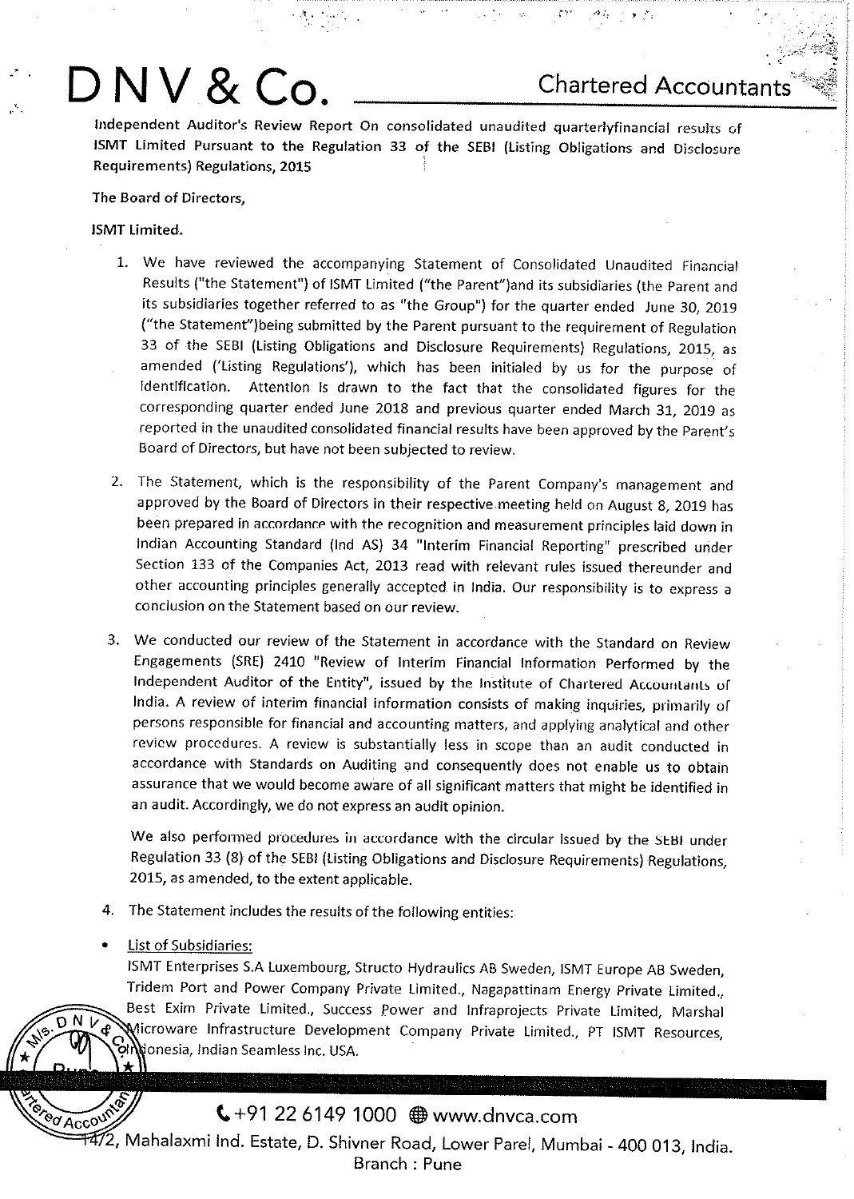# DNV & Co.

Chartered Accountants

Independent Auditor's Review Report On consolidated unaudited quarterlyfinancial results of ISMT Limited Pursuant to the Regulation 33 of the SEBI (Listing Obligations and Disclosure Requirements) Regulations, 2015

**The Board of Directors,**

**ISMT Limited.**

1. We have reviewed the accompanying Statement of Consolidated Unaudited Financial Results ("the Statement") of ISMT Limited ("the Parent")and its subsidiaries (the Parent and its subsidiaries together referred to as "the Group") for the quarter ended June 30, 2019 ("the Statement")being submitted by the Parent pursuant to the requirement of Regulation 33 of the SEBI (Listing Obligations and Disclosure Requirements) Regulations, 2015, as amended ('Listing Regulations'), which has been initialed by us for the purpose of identification. Attention is drawn to the fact that the consolidated figures for the corresponding quarter ended June 2018 and previous quarter ended March 31, 2019 as reported in the unaudited consolidated financial results have been approved by the Parent's Board of Directors, but have not been subjected to review.

2. The Statement, which is the responsibility of the Parent Company's management and approved by the Board of Directors in their respective meeting held on August 8, 2019 has been prepared in accordance with the recognition and measurement principles laid down in Indian Accounting Standard (Ind AS) 34 "Interim Financial Reporting" prescribed under Section 133 of the Companies Act, 2013 read with relevant rules issued thereunder and other accounting principles generally accepted in India. Our responsibility is to express a conclusion on the Statement based on our review.

3. We conducted our review of the Statement in accordance with the Standard on Review Engagements (SRE) 2410 "Review of Interim Financial Information Performed by the Independent Auditor of the Entity", issued by the Institute of Chartered Accountants of India. A review of interim financial information consists of making inquiries, primarily of persons responsible for financial and accounting matters, and applying analytical and other review procedures. A review is substantially less in scope than an audit conducted in accordance with Standards on Auditing and consequently does not enable us to obtain assurance that we would become aware of all significant matters that might be identified in an audit. Accordingly, we do not express an audit opinion.

   We also performed procedures in accordance with the circular issued by the SEBI under Regulation 33 (8) of the SEBI (Listing Obligations and Disclosure Requirements) Regulations, 2015, as amended, to the extent applicable.

4. The Statement includes the results of the following entities:

- List of Subsidiaries:
  ISMT Enterprises S.A Luxembourg, Structo Hydraulics AB Sweden, ISMT Europe AB Sweden, Tridem Port and Power Company Private Limited., Nagapattinam Energy Private Limited., Best Exim Private Limited., Success Power and Infraprojects Private Limited, Marshal Microware Infrastructure Development Company Private Limited., PT ISMT Resources, Indonesia, Indian Seamless Inc. USA.

+91 22 6149 1000 www.dnvca.com
14/2, Mahalaxmi Ind. Estate, D. Shivner Road, Lower Parel, Mumbai - 400 013, India.
Branch : Pune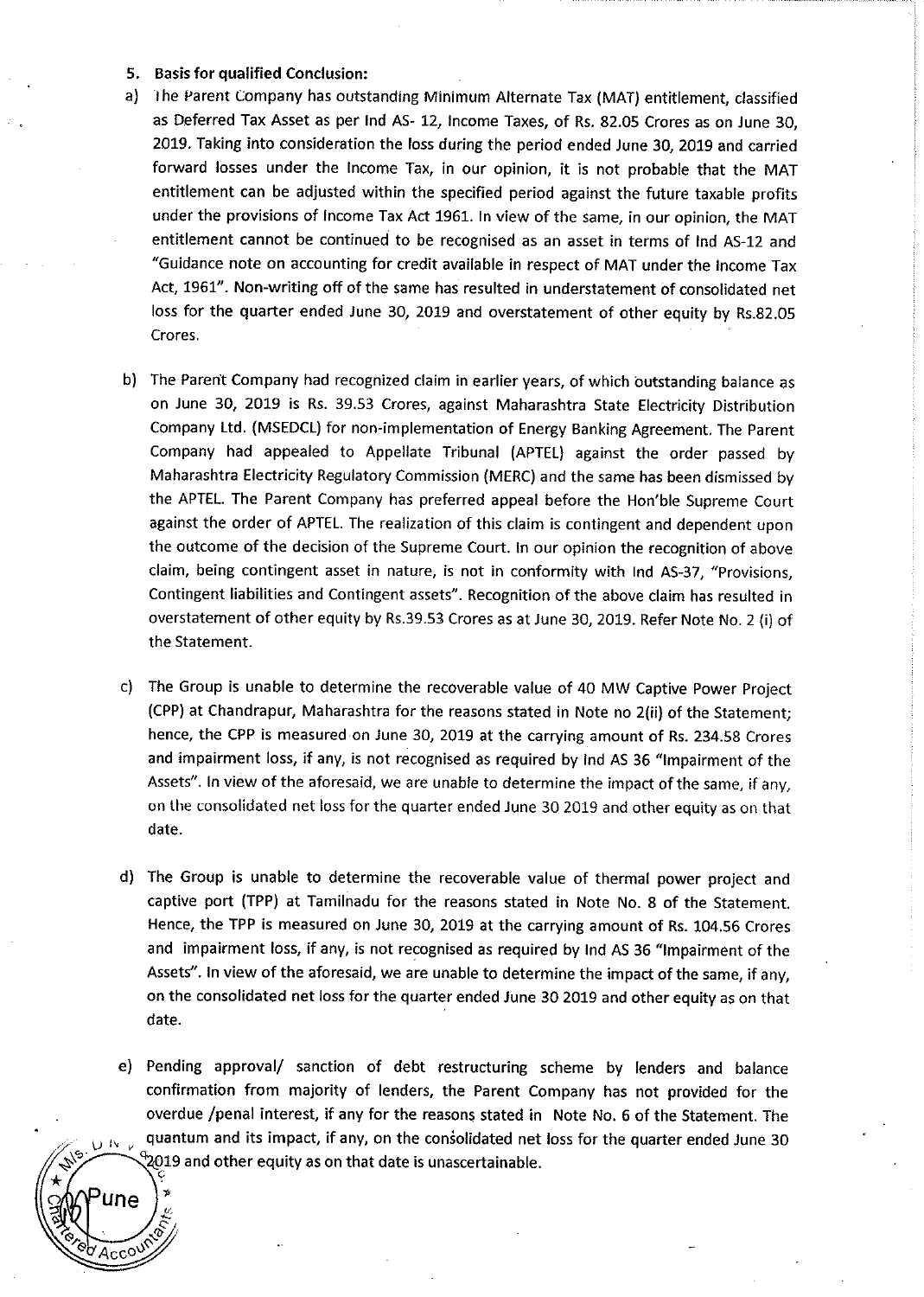5. **Basis for qualified Conclusion:**

a) The Parent Company has outstanding Minimum Alternate Tax (MAT) entitlement, classified as Deferred Tax Asset as per Ind AS- 12, Income Taxes, of Rs. 82.05 Crores as on June 30, 2019. Taking into consideration the loss during the period ended June 30, 2019 and carried forward losses under the Income Tax, in our opinion, it is not probable that the MAT entitlement can be adjusted within the specified period against the future taxable profits under the provisions of Income Tax Act 1961. In view of the same, in our opinion, the MAT entitlement cannot be continued to be recognised as an asset in terms of Ind AS-12 and "Guidance note on accounting for credit available in respect of MAT under the Income Tax Act, 1961". Non-writing off of the same has resulted in understatement of consolidated net loss for the quarter ended June 30, 2019 and overstatement of other equity by Rs.82.05 Crores.

b) The Parent Company had recognized claim in earlier years, of which outstanding balance as on June 30, 2019 is Rs. 39.53 Crores, against Maharashtra State Electricity Distribution Company Ltd. (MSEDCL) for non-implementation of Energy Banking Agreement. The Parent Company had appealed to Appellate Tribunal (APTEL) against the order passed by Maharashtra Electricity Regulatory Commission (MERC) and the same has been dismissed by the APTEL. The Parent Company has preferred appeal before the Hon'ble Supreme Court against the order of APTEL. The realization of this claim is contingent and dependent upon the outcome of the decision of the Supreme Court. In our opinion the recognition of above claim, being contingent asset in nature, is not in conformity with Ind AS-37, "Provisions, Contingent liabilities and Contingent assets". Recognition of the above claim has resulted in overstatement of other equity by Rs.39.53 Crores as at June 30, 2019. Refer Note No. 2 (i) of the Statement.

c) The Group is unable to determine the recoverable value of 40 MW Captive Power Project (CPP) at Chandrapur, Maharashtra for the reasons stated in Note no 2(ii) of the Statement; hence, the CPP is measured on June 30, 2019 at the carrying amount of Rs. 234.58 Crores and impairment loss, if any, is not recognised as required by Ind AS 36 "Impairment of the Assets". In view of the aforesaid, we are unable to determine the impact of the same, if any, on the consolidated net loss for the quarter ended June 30 2019 and other equity as on that date.

d) The Group is unable to determine the recoverable value of thermal power project and captive port (TPP) at Tamilnadu for the reasons stated in Note No. 8 of the Statement. Hence, the TPP is measured on June 30, 2019 at the carrying amount of Rs. 104.56 Crores and impairment loss, if any, is not recognised as required by Ind AS 36 "Impairment of the Assets". In view of the aforesaid, we are unable to determine the impact of the same, if any, on the consolidated net loss for the quarter ended June 30 2019 and other equity as on that date.

e) Pending approval/ sanction of debt restructuring scheme by lenders and balance confirmation from majority of lenders, the Parent Company has not provided for the overdue /penal interest, if any for the reasons stated in Note No. 6 of the Statement. The quantum and its impact, if any, on the consolidated net loss for the quarter ended June 30 2019 and other equity as on that date is unascertainable.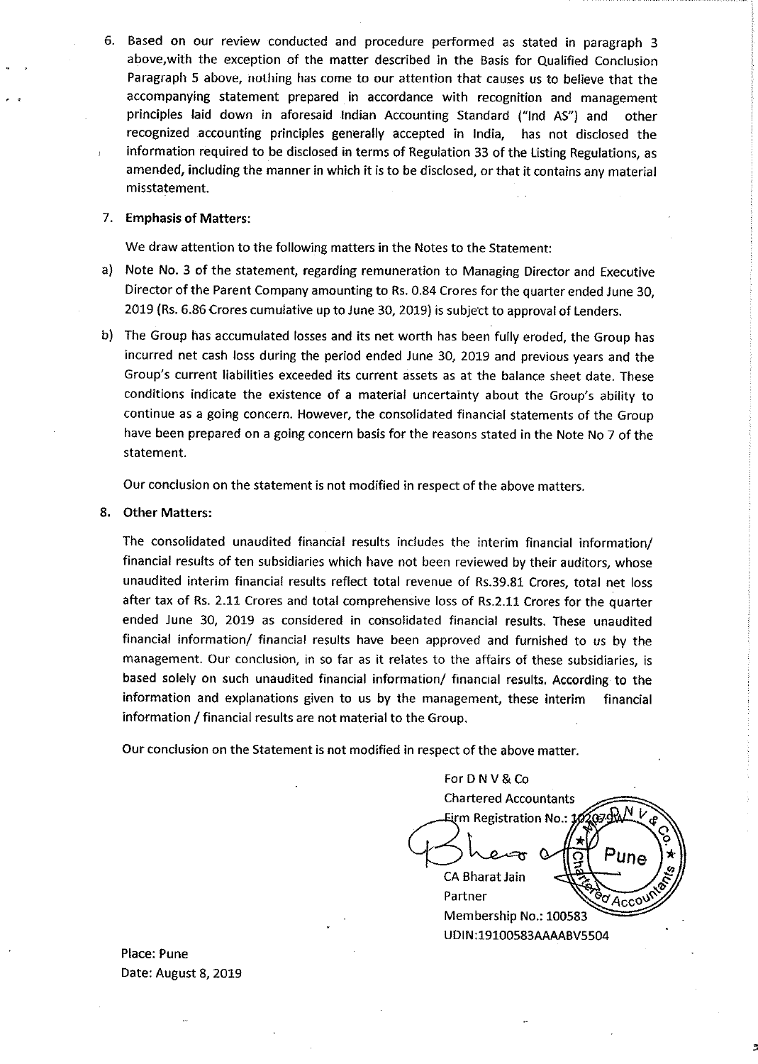6. Based on our review conducted and procedure performed as stated in paragraph 3 above,with the exception of the matter described in the Basis for Qualified Conclusion Paragraph 5 above, nothing has come to our attention that causes us to believe that the accompanying statement prepared in accordance with recognition and management principles laid down in aforesaid Indian Accounting Standard ("Ind AS") and other recognized accounting principles generally accepted in India, has not disclosed the information required to be disclosed in terms of Regulation 33 of the Listing Regulations, as amended, including the manner in which it is to be disclosed, or that it contains any material misstatement.

7. **Emphasis of Matters:**

We draw attention to the following matters in the Notes to the Statement:

a) Note No. 3 of the statement, regarding remuneration to Managing Director and Executive Director of the Parent Company amounting to Rs. 0.84 Crores for the quarter ended June 30, 2019 (Rs. 6.86 Crores cumulative up to June 30, 2019) is subject to approval of Lenders.

b) The Group has accumulated losses and its net worth has been fully eroded, the Group has incurred net cash loss during the period ended June 30, 2019 and previous years and the Group's current liabilities exceeded its current assets as at the balance sheet date. These conditions indicate the existence of a material uncertainty about the Group's ability to continue as a going concern. However, the consolidated financial statements of the Group have been prepared on a going concern basis for the reasons stated in the Note No 7 of the statement.

Our conclusion on the statement is not modified in respect of the above matters.

8. **Other Matters:**

The consolidated unaudited financial results includes the interim financial information/ financial results of ten subsidiaries which have not been reviewed by their auditors, whose unaudited interim financial results reflect total revenue of Rs.39.81 Crores, total net loss after tax of Rs. 2.11 Crores and total comprehensive loss of Rs.2.11 Crores for the quarter ended June 30, 2019 as considered in consolidated financial results. These unaudited financial information/ financial results have been approved and furnished to us by the management. Our conclusion, in so far as it relates to the affairs of these subsidiaries, is based solely on such unaudited financial information/ financial results. According to the information and explanations given to us by the management, these interim financial information / financial results are not material to the Group.

Our conclusion on the Statement is not modified in respect of the above matter.

For D N V & Co
Chartered Accountants
Firm Registration No.: 102079W

CA Bharat Jain
Partner
Membership No.: 100583
UDIN:19100583AAAABV5504

Place: Pune
Date: August 8, 2019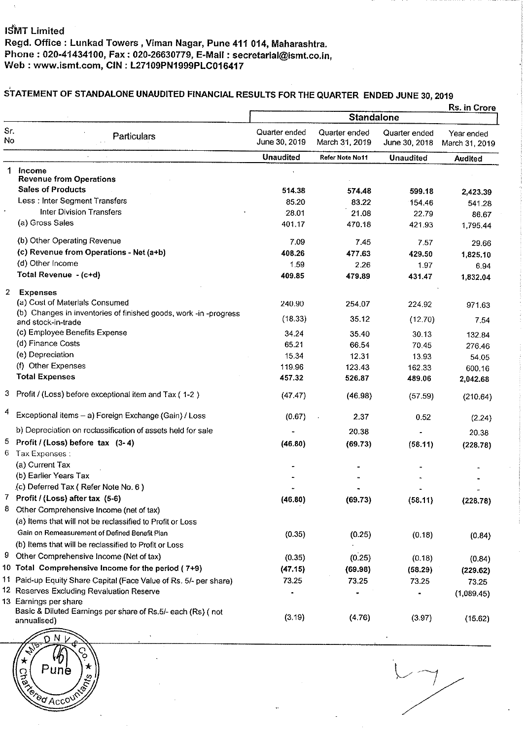**ISMT Limited**
**Regd. Office : Lunkad Towers , Viman Nagar, Pune 411 014, Maharashtra.**
**Phone : 020-41434100, Fax : 020-26630779, E-Mail : secretarial@ismt.co.in,**
**Web : www.ismt.com, CIN : L27109PN1999PLC016417**

## STATEMENT OF STANDALONE UNAUDITED FINANCIAL RESULTS FOR THE QUARTER ENDED JUNE 30, 2019

Rs. in Crore

| Sr. No | Particulars | Standalone | | | |
|---|---|---|---|---|---|
| | | Quarter ended June 30, 2019 | Quarter ended March 31, 2019 | Quarter ended June 30, 2018 | Year ended March 31, 2019 |
| | | Unaudited | Refer Note No11 | Unaudited | Audited |
| 1 | **Income** | | | | |
| | **Revenue from Operations** | | | | |
| | **Sales of Products** | 514.38 | 574.48 | 599.18 | 2,423.39 |
| | Less : Inter Segment Transfers | 85.20 | 83.22 | 154.46 | 541.28 |
| | Inter Division Transfers | 28.01 | 21.08 | 22.79 | 86.67 |
| | (a) Gross Sales | 401.17 | 470.18 | 421.93 | 1,795.44 |
| | (b) Other Operating Revenue | 7.09 | 7.45 | 7.57 | 29.66 |
| | **(c) Revenue from Operations - Net (a+b)** | **408.26** | **477.63** | **429.50** | **1,825.10** |
| | (d) Other Income | 1.59 | 2.26 | 1.97 | 6.94 |
| | **Total Revenue - (c+d)** | **409.85** | **479.89** | **431.47** | **1,832.04** |
| 2 | **Expenses** | | | | |
| | (a) Cost of Materials Consumed | 240.90 | 254.07 | 224.92 | 971.63 |
| | (b) Changes in inventories of finished goods, work -in -progress and stock-in-trade | (18.33) | 35.12 | (12.70) | 7.54 |
| | (c) Employee Benefits Expense | 34.24 | 35.40 | 30.13 | 132.84 |
| | (d) Finance Costs | 65.21 | 66.54 | 70.45 | 276.46 |
| | (e) Depreciation | 15.34 | 12.31 | 13.93 | 54.05 |
| | (f) Other Expenses | 119.96 | 123.43 | 162.33 | 600.16 |
| | **Total Expenses** | **457.32** | **526.87** | **489.06** | **2,042.68** |
| 3 | Profit / (Loss) before exceptional item and Tax ( 1-2 ) | (47.47) | (46.98) | (57.59) | (210.64) |
| 4 | Exceptional items – a) Foreign Exchange (Gain) / Loss | (0.67) | 2.37 | 0.52 | (2.24) |
| | b) Depreciation on reclassification of assets held for sale | - | 20.38 | - | 20.38 |
| 5 | **Profit / (Loss) before tax (3- 4)** | **(46.80)** | **(69.73)** | **(58.11)** | **(228.78)** |
| 6 | Tax Expenses : | | | | |
| | (a) Current Tax | - | - | - | - |
| | (b) Earlier Years Tax | - | - | - | - |
| | (c) Deferred Tax ( Refer Note No. 6 ) | - | - | - | - |
| 7 | **Profit / (Loss) after tax (5-6)** | **(46.80)** | **(69.73)** | **(58.11)** | **(228.78)** |
| 8 | Other Comprehensive Income (net of tax) | | | | |
| | (a) Items that will not be reclassified to Profit or Loss | | | | |
| | Gain on Remeasurement of Defined Benefit Plan | (0.35) | (0.25) | (0.18) | (0.84) |
| | (b) Items that will be reclassified to Profit or Loss | | | | |
| 9 | Other Comprehensive Income (Net of tax) | (0.35) | (0.25) | (0.18) | (0.84) |
| 10 | **Total Comprehensive Income for the period ( 7+9)** | **(47.15)** | **(69.98)** | **(58.29)** | **(229.62)** |
| 11 | Paid-up Equity Share Capital (Face Value of Rs. 5/- per share) | 73.25 | 73.25 | 73.25 | 73.25 |
| 12 | Reserves Excluding Revaluation Reserve | - | - | - | (1,089.45) |
| 13 | Earnings per share | | | | |
| | Basic & Diluted Earnings per share of Rs.5/- each (Rs) ( not annualised) | (3.19) | (4.76) | (3.97) | (15.62) |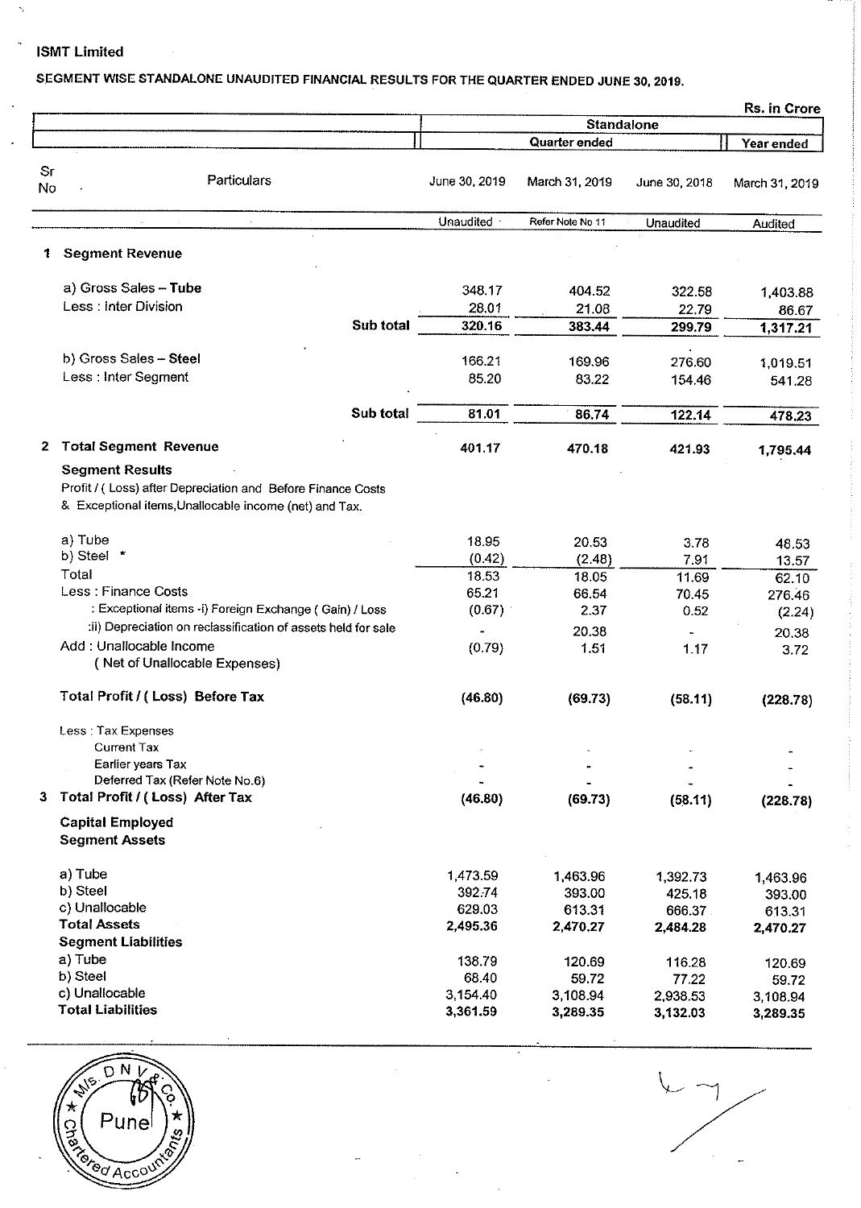**ISMT Limited**

**SEGMENT WISE STANDALONE UNAUDITED FINANCIAL RESULTS FOR THE QUARTER ENDED JUNE 30, 2019.**

Rs. in Crore

| Sr No | Particulars | Standalone | | | |
|---|---|---|---|---|---|
| | | Quarter ended | | | Year ended |
| | | June 30, 2019 | March 31, 2019 | June 30, 2018 | March 31, 2019 |
| | | Unaudited | Refer Note No 11 | Unaudited | Audited |
| 1 | **Segment Revenue** | | | | |
| | a) Gross Sales – **Tube** | 348.17 | 404.52 | 322.58 | 1,403.88 |
| | Less : Inter Division | 28.01 | 21.08 | 22.79 | 86.67 |
| | **Sub total** | **320.16** | **383.44** | **299.79** | **1,317.21** |
| | b) Gross Sales – **Steel** | 166.21 | 169.96 | 276.60 | 1,019.51 |
| | Less : Inter Segment | 85.20 | 83.22 | 154.46 | 541.28 |
| | **Sub total** | **81.01** | **86.74** | **122.14** | **478.23** |
| 2 | **Total Segment Revenue** | **401.17** | **470.18** | **421.93** | **1,795.44** |
| | **Segment Results** Profit / ( Loss) after Depreciation and Before Finance Costs & Exceptional items,Unallocable income (net) and Tax. | | | | |
| | a) Tube | 18.95 | 20.53 | 3.78 | 48.53 |
| | b) Steel * | (0.42) | (2.48) | 7.91 | 13.57 |
| | Total | 18.53 | 18.05 | 11.69 | 62.10 |
| | Less : Finance Costs | 65.21 | 66.54 | 70.45 | 276.46 |
| | : Exceptional items -i) Foreign Exchange ( Gain) / Loss | (0.67) | 2.37 | 0.52 | (2.24) |
| | :ii) Depreciation on reclassification of assets held for sale | - | 20.38 | - | 20.38 |
| | Add : Unallocable Income ( Net of Unallocable Expenses) | (0.79) | 1.51 | 1.17 | 3.72 |
| | **Total Profit / ( Loss) Before Tax** | **(46.80)** | **(69.73)** | **(58.11)** | **(228.78)** |
| | Less : Tax Expenses | | | | |
| | Current Tax | - | - | - | - |
| | Earlier years Tax | - | - | - | - |
| | Deferred Tax (Refer Note No.6) | - | - | - | - |
| 3 | **Total Profit / ( Loss) After Tax** | **(46.80)** | **(69.73)** | **(58.11)** | **(228.78)** |
| | **Capital Employed** | | | | |
| | **Segment Assets** | | | | |
| | a) Tube | 1,473.59 | 1,463.96 | 1,392.73 | 1,463.96 |
| | b) Steel | 392.74 | 393.00 | 425.18 | 393.00 |
| | c) Unallocable | 629.03 | 613.31 | 666.37 | 613.31 |
| | **Total Assets** | **2,495.36** | **2,470.27** | **2,484.28** | **2,470.27** |
| | **Segment Liabilities** | | | | |
| | a) Tube | 138.79 | 120.69 | 116.28 | 120.69 |
| | b) Steel | 68.40 | 59.72 | 77.22 | 59.72 |
| | c) Unallocable | 3,154.40 | 3,108.94 | 2,938.53 | 3,108.94 |
| | **Total Liabilities** | **3,361.59** | **3,289.35** | **3,132.03** | **3,289.35** |

M/s. DNV & Co. Chartered Accountants Pune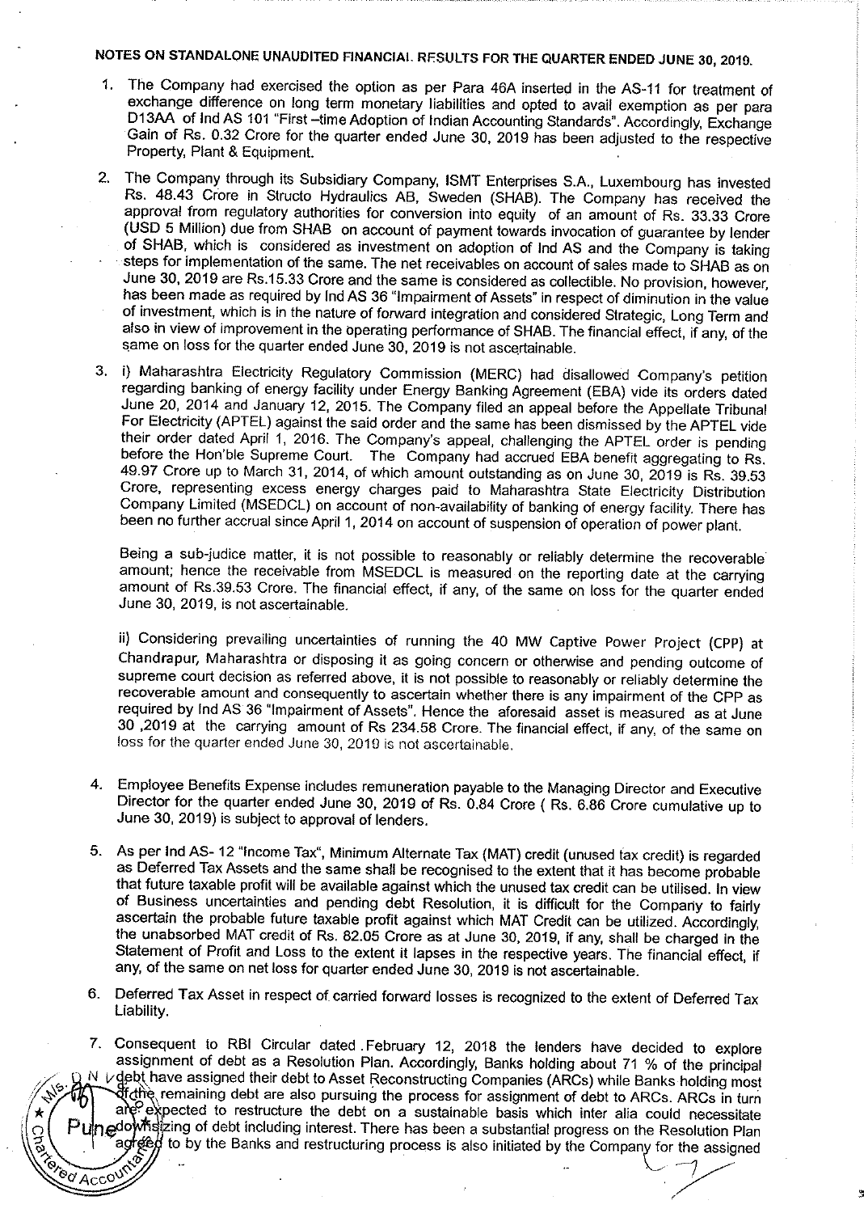## NOTES ON STANDALONE UNAUDITED FINANCIAL RESULTS FOR THE QUARTER ENDED JUNE 30, 2019.

1. The Company had exercised the option as per Para 46A inserted in the AS-11 for treatment of exchange difference on long term monetary liabilities and opted to avail exemption as per para D13AA of Ind AS 101 "First –time Adoption of Indian Accounting Standards". Accordingly, Exchange Gain of Rs. 0.32 Crore for the quarter ended June 30, 2019 has been adjusted to the respective Property, Plant & Equipment.

2. The Company through its Subsidiary Company, ISMT Enterprises S.A., Luxembourg has invested Rs. 48.43 Crore in Structo Hydraulics AB, Sweden (SHAB). The Company has received the approval from regulatory authorities for conversion into equity of an amount of Rs. 33.33 Crore (USD 5 Million) due from SHAB on account of payment towards invocation of guarantee by lender of SHAB, which is considered as investment on adoption of Ind AS and the Company is taking steps for implementation of the same. The net receivables on account of sales made to SHAB as on June 30, 2019 are Rs.15.33 Crore and the same is considered as collectible. No provision, however, has been made as required by Ind AS 36 "Impairment of Assets" in respect of diminution in the value of investment, which is in the nature of forward integration and considered Strategic, Long Term and also in view of improvement in the operating performance of SHAB. The financial effect, if any, of the same on loss for the quarter ended June 30, 2019 is not ascertainable.

3. i) Maharashtra Electricity Regulatory Commission (MERC) had disallowed Company's petition regarding banking of energy facility under Energy Banking Agreement (EBA) vide its orders dated June 20, 2014 and January 12, 2015. The Company filed an appeal before the Appellate Tribunal For Electricity (APTEL) against the said order and the same has been dismissed by the APTEL vide their order dated April 1, 2016. The Company's appeal, challenging the APTEL order is pending before the Hon'ble Supreme Court. The Company had accrued EBA benefit aggregating to Rs. 49.97 Crore up to March 31, 2014, of which amount outstanding as on June 30, 2019 is Rs. 39.53 Crore, representing excess energy charges paid to Maharashtra State Electricity Distribution Company Limited (MSEDCL) on account of non-availability of banking of energy facility. There has been no further accrual since April 1, 2014 on account of suspension of operation of power plant.

   Being a sub-judice matter, it is not possible to reasonably or reliably determine the recoverable amount; hence the receivable from MSEDCL is measured on the reporting date at the carrying amount of Rs.39.53 Crore. The financial effect, if any, of the same on loss for the quarter ended June 30, 2019, is not ascertainable.

   ii) Considering prevailing uncertainties of running the 40 MW Captive Power Project (CPP) at Chandrapur, Maharashtra or disposing it as going concern or otherwise and pending outcome of supreme court decision as referred above, it is not possible to reasonably or reliably determine the recoverable amount and consequently to ascertain whether there is any impairment of the CPP as required by Ind AS 36 "Impairment of Assets". Hence the aforesaid asset is measured as at June 30 ,2019 at the carrying amount of Rs 234.58 Crore. The financial effect, if any, of the same on loss for the quarter ended June 30, 2019 is not ascertainable.

4. Employee Benefits Expense includes remuneration payable to the Managing Director and Executive Director for the quarter ended June 30, 2019 of Rs. 0.84 Crore ( Rs. 6.86 Crore cumulative up to June 30, 2019) is subject to approval of lenders.

5. As per Ind AS- 12 "Income Tax", Minimum Alternate Tax (MAT) credit (unused tax credit) is regarded as Deferred Tax Assets and the same shall be recognised to the extent that it has become probable that future taxable profit will be available against which the unused tax credit can be utilised. In view of Business uncertainties and pending debt Resolution, it is difficult for the Company to fairly ascertain the probable future taxable profit against which MAT Credit can be utilized. Accordingly, the unabsorbed MAT credit of Rs. 82.05 Crore as at June 30, 2019, if any, shall be charged in the Statement of Profit and Loss to the extent it lapses in the respective years. The financial effect, if any, of the same on net loss for quarter ended June 30, 2019 is not ascertainable.

6. Deferred Tax Asset in respect of carried forward losses is recognized to the extent of Deferred Tax Liability.

7. Consequent to RBI Circular dated February 12, 2018 the lenders have decided to explore assignment of debt as a Resolution Plan. Accordingly, Banks holding about 71 % of the principal debt have assigned their debt to Asset Reconstructing Companies (ARCs) while Banks holding most of the remaining debt are also pursuing the process for assignment of debt to ARCs. ARCs in turn are expected to restructure the debt on a sustainable basis which inter alia could necessitate downsizing of debt including interest. There has been a substantial progress on the Resolution Plan agreed to by the Banks and restructuring process is also initiated by the Company for the assigned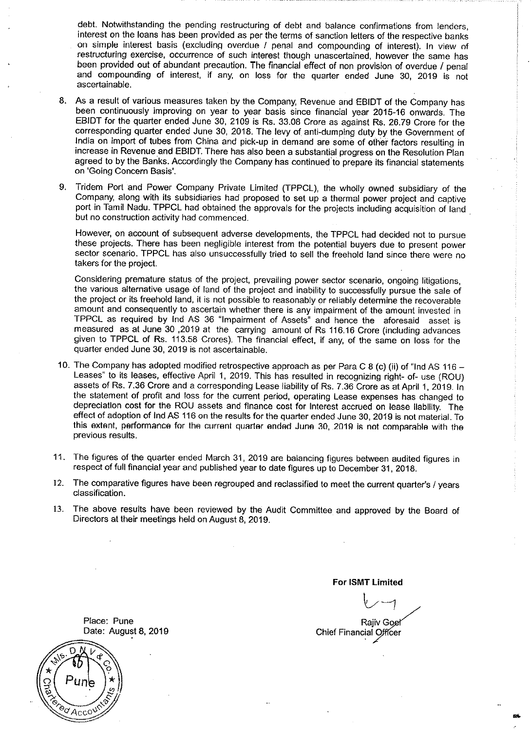debt. Notwithstanding the pending restructuring of debt and balance confirmations from lenders, interest on the loans has been provided as per the terms of sanction letters of the respective banks on simple interest basis (excluding overdue / penal and compounding of interest). In view of restructuring exercise, occurrence of such interest though unascertained, however the same has been provided out of abundant precaution. The financial effect of non provision of overdue / penal and compounding of interest, if any, on loss for the quarter ended June 30, 2019 is not ascertainable.

8. As a result of various measures taken by the Company, Revenue and EBIDT of the Company has been continuously improving on year to year basis since financial year 2015-16 onwards. The EBIDT for the quarter ended June 30, 2109 is Rs. 33.08 Crore as against Rs. 26.79 Crore for the corresponding quarter ended June 30, 2018. The levy of anti-dumping duty by the Government of India on import of tubes from China and pick-up in demand are some of other factors resulting in increase in Revenue and EBIDT. There has also been a substantial progress on the Resolution Plan agreed to by the Banks. Accordingly the Company has continued to prepare its financial statements on 'Going Concern Basis'.

9. Tridem Port and Power Company Private Limited (TPPCL), the wholly owned subsidiary of the Company, along with its subsidiaries had proposed to set up a thermal power project and captive port in Tamil Nadu. TPPCL had obtained the approvals for the projects including acquisition of land but no construction activity had commenced.

   However, on account of subsequent adverse developments, the TPPCL had decided not to pursue these projects. There has been negligible interest from the potential buyers due to present power sector scenario. TPPCL has also unsuccessfully tried to sell the freehold land since there were no takers for the project.

   Considering premature status of the project, prevailing power sector scenario, ongoing litigations, the various alternative usage of land of the project and inability to successfully pursue the sale of the project or its freehold land, it is not possible to reasonably or reliably determine the recoverable amount and consequently to ascertain whether there is any impairment of the amount invested in TPPCL as required by Ind AS 36 "Impairment of Assets" and hence the aforesaid asset is measured as at June 30 ,2019 at the carrying amount of Rs 116.16 Crore (including advances given to TPPCL of Rs. 113.58 Crores). The financial effect, if any, of the same on loss for the quarter ended June 30, 2019 is not ascertainable.

10. The Company has adopted modified retrospective approach as per Para C 8 (c) (ii) of "Ind AS 116 – Leases" to its leases, effective April 1, 2019. This has resulted in recognizing right- of- use (ROU) assets of Rs. 7.36 Crore and a corresponding Lease liability of Rs. 7.36 Crore as at April 1, 2019. In the statement of profit and loss for the current period, operating Lease expenses has changed to depreciation cost for the ROU assets and finance cost for interest accrued on lease liability. The effect of adoption of Ind AS 116 on the results for the quarter ended June 30, 2019 is not material. To this extent, performance for the current quarter ended June 30, 2019 is not comparable with the previous results.

11. The figures of the quarter ended March 31, 2019 are balancing figures between audited figures in respect of full financial year and published year to date figures up to December 31, 2018.

12. The comparative figures have been regrouped and reclassified to meet the current quarter's / years classification.

13. The above results have been reviewed by the Audit Committee and approved by the Board of Directors at their meetings held on August 8, 2019.

**For ISMT Limited**

Rajiv Goel
Chief Financial Officer

Place: Pune
Date: August 8, 2019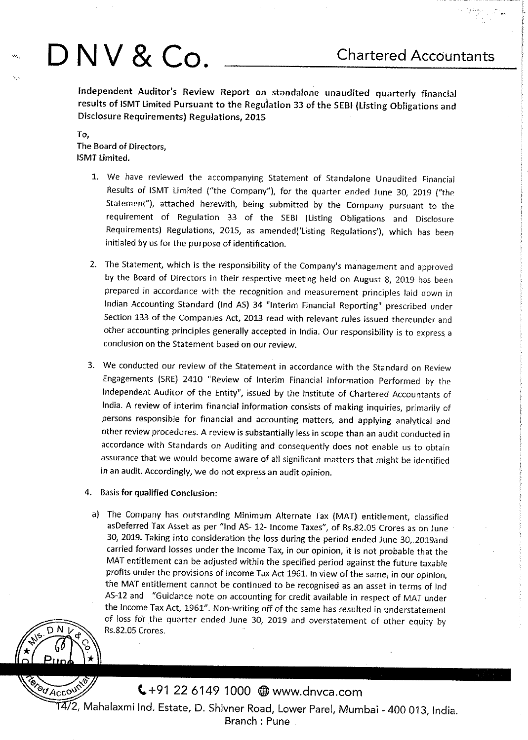# D N V & Co. Chartered Accountants

**Independent Auditor's Review Report on standalone unaudited quarterly financial results of ISMT Limited Pursuant to the Regulation 33 of the SEBI (Listing Obligations and Disclosure Requirements) Regulations, 2015**

To,
The Board of Directors,
ISMT Limited.

1. We have reviewed the accompanying Statement of Standalone Unaudited Financial Results of ISMT Limited ("the Company"), for the quarter ended June 30, 2019 ("the Statement"), attached herewith, being submitted by the Company pursuant to the requirement of Regulation 33 of the SEBI (Listing Obligations and Disclosure Requirements) Regulations, 2015, as amended('Listing Regulations'), which has been initialed by us for the purpose of identification.

2. The Statement, which is the responsibility of the Company's management and approved by the Board of Directors in their respective meeting held on August 8, 2019 has been prepared in accordance with the recognition and measurement principles laid down in Indian Accounting Standard (Ind AS) 34 "Interim Financial Reporting" prescribed under Section 133 of the Companies Act, 2013 read with relevant rules issued thereunder and other accounting principles generally accepted in India. Our responsibility is to express a conclusion on the Statement based on our review.

3. We conducted our review of the Statement in accordance with the Standard on Review Engagements (SRE) 2410 "Review of Interim Financial Information Performed by the Independent Auditor of the Entity", issued by the Institute of Chartered Accountants of India. A review of interim financial information consists of making inquiries, primarily of persons responsible for financial and accounting matters, and applying analytical and other review procedures. A review is substantially less in scope than an audit conducted in accordance with Standards on Auditing and consequently does not enable us to obtain assurance that we would become aware of all significant matters that might be identified in an audit. Accordingly, we do not express an audit opinion.

4. **Basis for qualified Conclusion:**

   a) The Company has outstanding Minimum Alternate Tax (MAT) entitlement, classified asDeferred Tax Asset as per "Ind AS- 12- Income Taxes", of Rs.82.05 Crores as on June 30, 2019. Taking into consideration the loss during the period ended June 30, 2019and carried forward losses under the Income Tax, in our opinion, it is not probable that the MAT entitlement can be adjusted within the specified period against the future taxable profits under the provisions of Income Tax Act 1961. In view of the same, in our opinion, the MAT entitlement cannot be continued to be recognised as an asset in terms of Ind AS-12 and "Guidance note on accounting for credit available in respect of MAT under the Income Tax Act, 1961". Non-writing off of the same has resulted in understatement of loss for the quarter ended June 30, 2019 and overstatement of other equity by Rs.82.05 Crores.

+91 22 6149 1000 www.dnvca.com
14/2, Mahalaxmi Ind. Estate, D. Shivner Road, Lower Parel, Mumbai - 400 013, India.
Branch : Pune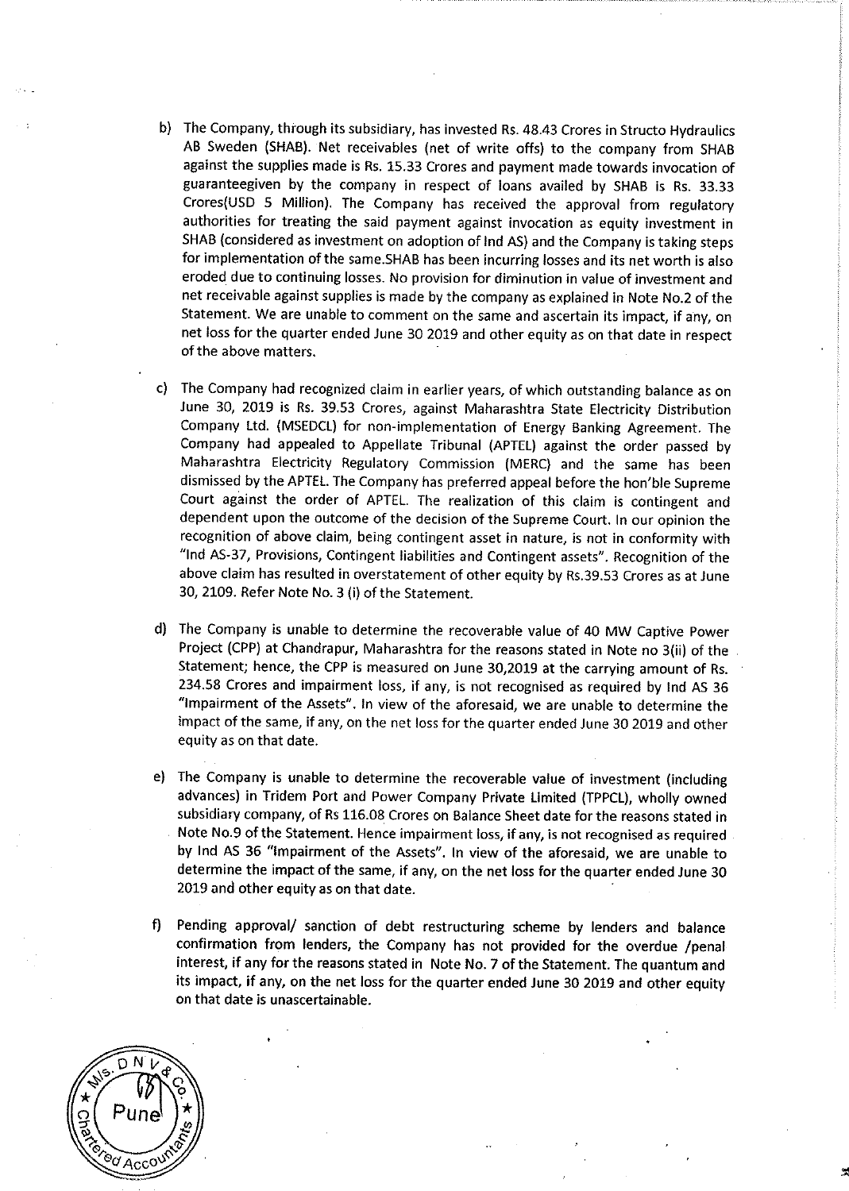b) The Company, through its subsidiary, has invested Rs. 48.43 Crores in Structo Hydraulics AB Sweden (SHAB). Net receivables (net of write offs) to the company from SHAB against the supplies made is Rs. 15.33 Crores and payment made towards invocation of guaranteegiven by the company in respect of loans availed by SHAB is Rs. 33.33 Crores(USD 5 Million). The Company has received the approval from regulatory authorities for treating the said payment against invocation as equity investment in SHAB (considered as investment on adoption of Ind AS) and the Company is taking steps for implementation of the same.SHAB has been incurring losses and its net worth is also eroded due to continuing losses. No provision for diminution in value of investment and net receivable against supplies is made by the company as explained in Note No.2 of the Statement. We are unable to comment on the same and ascertain its impact, if any, on net loss for the quarter ended June 30 2019 and other equity as on that date in respect of the above matters.

c) The Company had recognized claim in earlier years, of which outstanding balance as on June 30, 2019 is Rs. 39.53 Crores, against Maharashtra State Electricity Distribution Company Ltd. (MSEDCL) for non-implementation of Energy Banking Agreement. The Company had appealed to Appellate Tribunal (APTEL) against the order passed by Maharashtra Electricity Regulatory Commission (MERC) and the same has been dismissed by the APTEL. The Company has preferred appeal before the hon'ble Supreme Court against the order of APTEL. The realization of this claim is contingent and dependent upon the outcome of the decision of the Supreme Court. In our opinion the recognition of above claim, being contingent asset in nature, is not in conformity with "Ind AS-37, Provisions, Contingent liabilities and Contingent assets". Recognition of the above claim has resulted in overstatement of other equity by Rs.39.53 Crores as at June 30, 2109. Refer Note No. 3 (i) of the Statement.

d) The Company is unable to determine the recoverable value of 40 MW Captive Power Project (CPP) at Chandrapur, Maharashtra for the reasons stated in Note no 3(ii) of the Statement; hence, the CPP is measured on June 30,2019 at the carrying amount of Rs. 234.58 Crores and impairment loss, if any, is not recognised as required by Ind AS 36 "Impairment of the Assets". In view of the aforesaid, we are unable to determine the impact of the same, if any, on the net loss for the quarter ended June 30 2019 and other equity as on that date.

e) The Company is unable to determine the recoverable value of investment (including advances) in Tridem Port and Power Company Private Limited (TPPCL), wholly owned subsidiary company, of Rs 116.08 Crores on Balance Sheet date for the reasons stated in Note No.9 of the Statement. Hence impairment loss, if any, is not recognised as required by Ind AS 36 "Impairment of the Assets". In view of the aforesaid, we are unable to determine the impact of the same, if any, on the net loss for the quarter ended June 30 2019 and other equity as on that date.

f) Pending approval/ sanction of debt restructuring scheme by lenders and balance confirmation from lenders, the Company has not provided for the overdue /penal interest, if any for the reasons stated in Note No. 7 of the Statement. The quantum and its impact, if any, on the net loss for the quarter ended June 30 2019 and other equity on that date is unascertainable.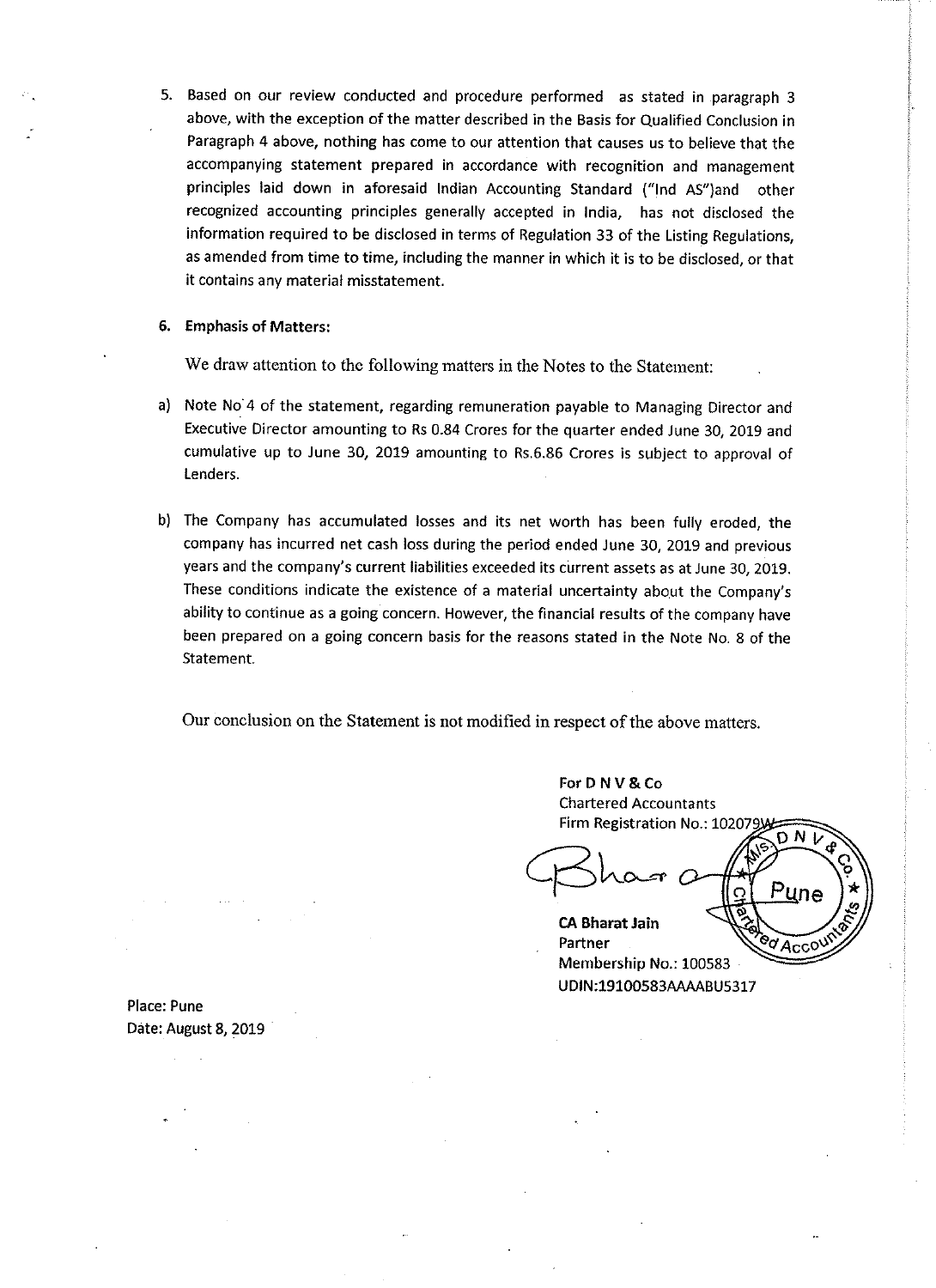5. Based on our review conducted and procedure performed as stated in paragraph 3 above, with the exception of the matter described in the Basis for Qualified Conclusion in Paragraph 4 above, nothing has come to our attention that causes us to believe that the accompanying statement prepared in accordance with recognition and management principles laid down in aforesaid Indian Accounting Standard ("Ind AS")and other recognized accounting principles generally accepted in India, has not disclosed the information required to be disclosed in terms of Regulation 33 of the Listing Regulations, as amended from time to time, including the manner in which it is to be disclosed, or that it contains any material misstatement.

6. **Emphasis of Matters:**

We draw attention to the following matters in the Notes to the Statement:

a) Note No 4 of the statement, regarding remuneration payable to Managing Director and Executive Director amounting to Rs 0.84 Crores for the quarter ended June 30, 2019 and cumulative up to June 30, 2019 amounting to Rs.6.86 Crores is subject to approval of Lenders.

b) The Company has accumulated losses and its net worth has been fully eroded, the company has incurred net cash loss during the period ended June 30, 2019 and previous years and the company's current liabilities exceeded its current assets as at June 30, 2019. These conditions indicate the existence of a material uncertainty about the Company's ability to continue as a going concern. However, the financial results of the company have been prepared on a going concern basis for the reasons stated in the Note No. 8 of the Statement.

Our conclusion on the Statement is not modified in respect of the above matters.

**For D N V & Co**
Chartered Accountants
Firm Registration No.: 102079W

**CA Bharat Jain**
Partner
Membership No.: 100583
UDIN:19100583AAAABU5317

Place: Pune
Date: August 8, 2019